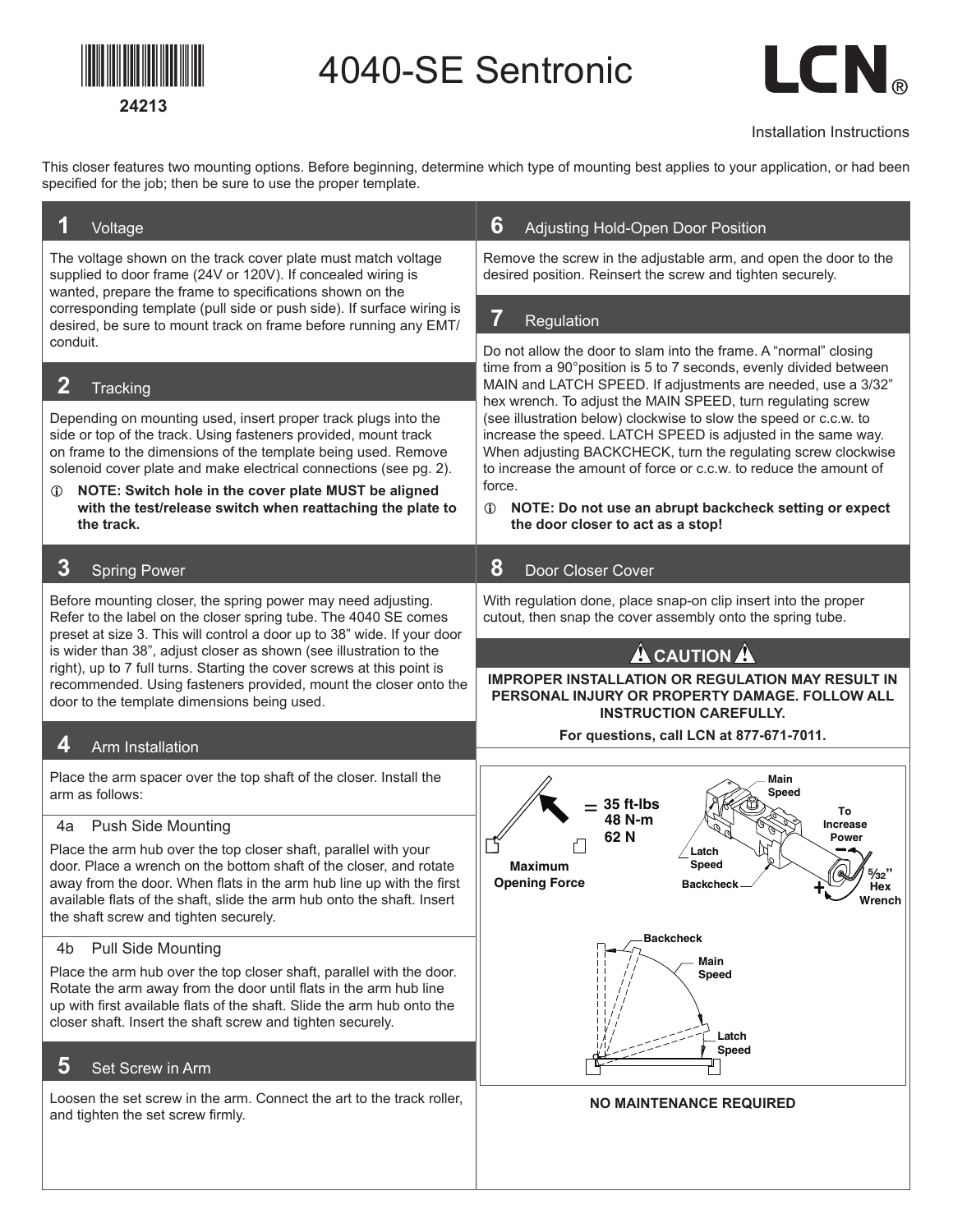24213

# 4040-SE Sentronic

LCN®

Installation Instructions

This closer features two mounting options. Before beginning, determine which type of mounting best applies to your application, or had been specified for the job; then be sure to use the proper template.

## 1 Voltage

The voltage shown on the track cover plate must match voltage supplied to door frame (24V or 120V). If concealed wiring is wanted, prepare the frame to specifications shown on the corresponding template (pull side or push side). If surface wiring is desired, be sure to mount track on frame before running any EMT/ conduit.

## 2 Tracking

Depending on mounting used, insert proper track plugs into the side or top of the track. Using fasteners provided, mount track on frame to the dimensions of the template being used. Remove solenoid cover plate and make electrical connections (see pg. 2).

ⓘ **NOTE: Switch hole in the cover plate MUST be aligned with the test/release switch when reattaching the plate to the track.**

## 3 Spring Power

Before mounting closer, the spring power may need adjusting. Refer to the label on the closer spring tube. The 4040 SE comes preset at size 3. This will control a door up to 38" wide. If your door is wider than 38", adjust closer as shown (see illustration to the right), up to 7 full turns. Starting the cover screws at this point is recommended. Using fasteners provided, mount the closer onto the door to the template dimensions being used.

## 4 Arm Installation

Place the arm spacer over the top shaft of the closer. Install the arm as follows:

### 4a Push Side Mounting

Place the arm hub over the top closer shaft, parallel with your door. Place a wrench on the bottom shaft of the closer, and rotate away from the door. When flats in the arm hub line up with the first available flats of the shaft, slide the arm hub onto the shaft. Insert the shaft screw and tighten securely.

### 4b Pull Side Mounting

Place the arm hub over the top closer shaft, parallel with the door. Rotate the arm away from the door until flats in the arm hub line up with first available flats of the shaft. Slide the arm hub onto the closer shaft. Insert the shaft screw and tighten securely.

## 5 Set Screw in Arm

Loosen the set screw in the arm. Connect the art to the track roller, and tighten the set screw firmly.

## 6 Adjusting Hold-Open Door Position

Remove the screw in the adjustable arm, and open the door to the desired position. Reinsert the screw and tighten securely.

## 7 Regulation

Do not allow the door to slam into the frame. A "normal" closing time from a 90°position is 5 to 7 seconds, evenly divided between MAIN and LATCH SPEED. If adjustments are needed, use a 3/32" hex wrench. To adjust the MAIN SPEED, turn regulating screw (see illustration below) clockwise to slow the speed or c.c.w. to increase the speed. LATCH SPEED is adjusted in the same way. When adjusting BACKCHECK, turn the regulating screw clockwise to increase the amount of force or c.c.w. to reduce the amount of force.

ⓘ **NOTE: Do not use an abrupt backcheck setting or expect the door closer to act as a stop!**

## 8 Door Closer Cover

With regulation done, place snap-on clip insert into the proper cutout, then snap the cover assembly onto the spring tube.

**⚠ CAUTION ⚠**

**IMPROPER INSTALLATION OR REGULATION MAY RESULT IN PERSONAL INJURY OR PROPERTY DAMAGE. FOLLOW ALL INSTRUCTION CAREFULLY.**

**For questions, call LCN at 877-671-7011.**

Maximum Opening Force = 35 ft-lbs 48 N-m 62 N

Main Speed, Latch Speed, Backcheck, To Increase Power, – , +, 5/32" Hex Wrench

Backcheck, Main Speed, Latch Speed

**NO MAINTENANCE REQUIRED**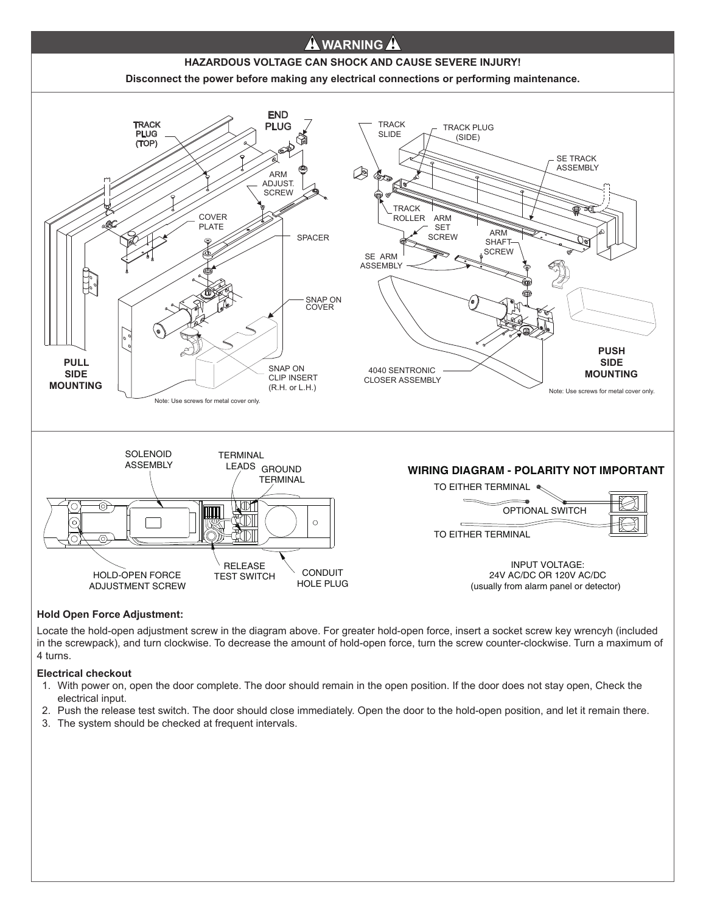## ⚠ WARNING ⚠

**HAZARDOUS VOLTAGE CAN SHOCK AND CAUSE SEVERE INJURY!**

**Disconnect the power before making any electrical connections or performing maintenance.**

TRACK PLUG (TOP)

END PLUG

ARM ADJUST. SCREW

COVER PLATE

SPACER

SNAP ON COVER

SNAP ON CLIP INSERT (R.H. or L.H.)

**PULL SIDE MOUNTING**

Note: Use screws for metal cover only.

TRACK SLIDE

TRACK PLUG (SIDE)

SE TRACK ASSEMBLY

TRACK ROLLER

ARM SET SCREW

ARM SHAFT SCREW

SE ARM ASSEMBLY

4040 SENTRONIC CLOSER ASSEMBLY

**PUSH SIDE MOUNTING**

Note: Use screws for metal cover only.

SOLENOID ASSEMBLY

TERMINAL LEADS

GROUND TERMINAL

HOLD-OPEN FORCE ADJUSTMENT SCREW

RELEASE TEST SWITCH

CONDUIT HOLE PLUG

**WIRING DIAGRAM - POLARITY NOT IMPORTANT**

TO EITHER TERMINAL

OPTIONAL SWITCH

TO EITHER TERMINAL

INPUT VOLTAGE:
24V AC/DC OR 120V AC/DC
(usually from alarm panel or detector)

**Hold Open Force Adjustment:**

Locate the hold-open adjustment screw in the diagram above. For greater hold-open force, insert a socket screw key wrencyh (included in the screwpack), and turn clockwise. To decrease the amount of hold-open force, turn the screw counter-clockwise. Turn a maximum of 4 turns.

**Electrical checkout**

1. With power on, open the door complete. The door should remain in the open position. If the door does not stay open, Check the electrical input.
2. Push the release test switch. The door should close immediately. Open the door to the hold-open position, and let it remain there.
3. The system should be checked at frequent intervals.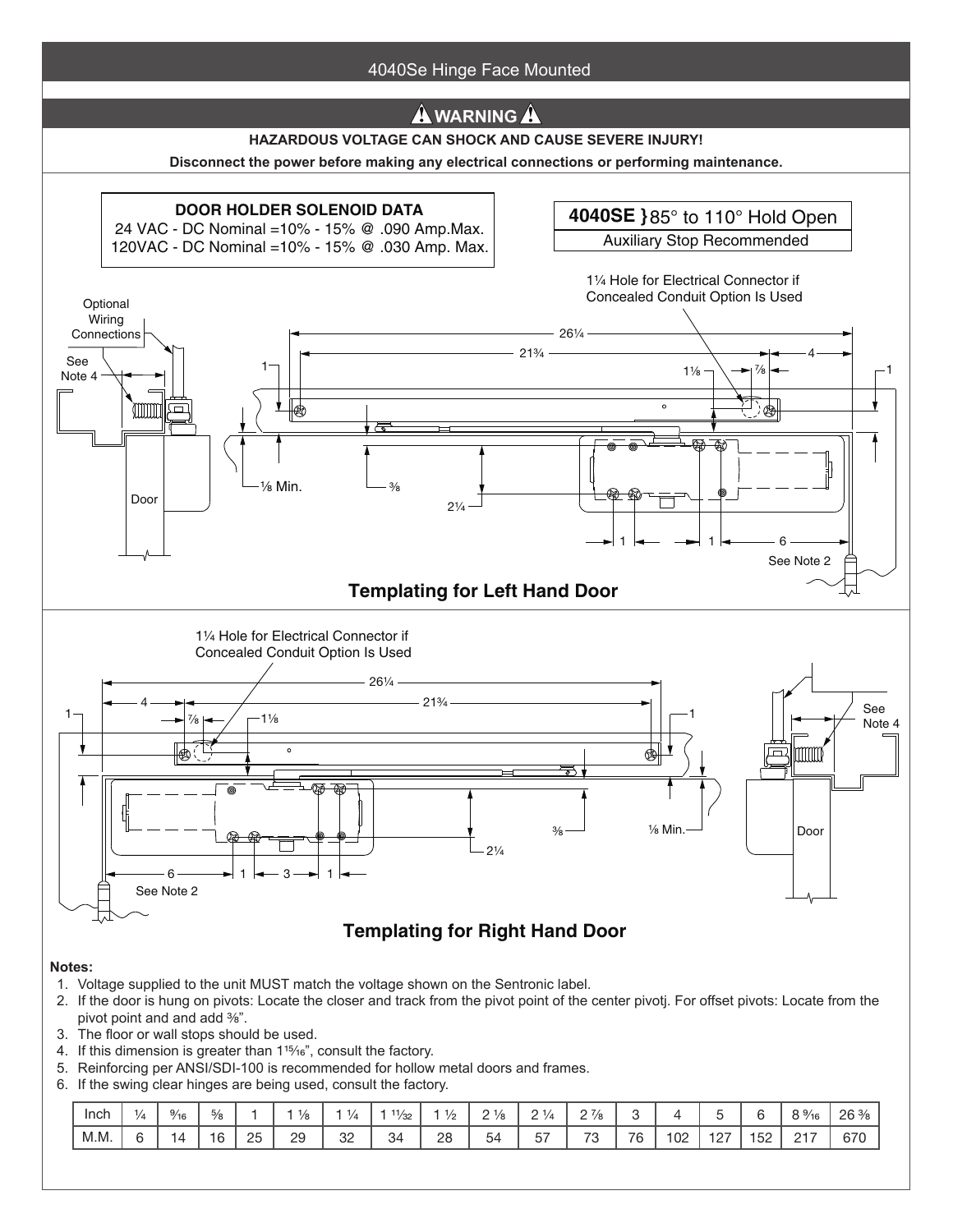# 4040Se Hinge Face Mounted

## ⚠ WARNING ⚠

**HAZARDOUS VOLTAGE CAN SHOCK AND CAUSE SEVERE INJURY!**

**Disconnect the power before making any electrical connections or performing maintenance.**

**DOOR HOLDER SOLENOID DATA**
24 VAC - DC Nominal =10% - 15% @ .090 Amp.Max.
120VAC - DC Nominal =10% - 15% @ .030 Amp. Max.

**4040SE** } 85° to 110° Hold Open
Auxiliary Stop Recommended

1¼ Hole for Electrical Connector if Concealed Conduit Option Is Used

Optional Wiring Connections

See Note 4

Door

26¼ &nbsp; 21¾ &nbsp; 4 &nbsp; 1 &nbsp; 1⅛ &nbsp; ⅞ &nbsp; 1 &nbsp; ⅛ Min. &nbsp; ⅜ &nbsp; 2¼ &nbsp; 1 &nbsp; 1 &nbsp; 6

See Note 2

### Templating for Left Hand Door

1¼ Hole for Electrical Connector if Concealed Conduit Option Is Used

26¼ &nbsp; 4 &nbsp; 21¾ &nbsp; 1 &nbsp; ⅞ &nbsp; 1⅛ &nbsp; 1 &nbsp; ⅜ &nbsp; ⅛ Min. &nbsp; 2¼ &nbsp; 6 &nbsp; 1 &nbsp; 3 &nbsp; 1

See Note 2

See Note 4

Door

### Templating for Right Hand Door

**Notes:**

1. Voltage supplied to the unit MUST match the voltage shown on the Sentronic label.
2. If the door is hung on pivots: Locate the closer and track from the pivot point of the center pivotj. For offset pivots: Locate from the pivot point and and add ⅜".
3. The floor or wall stops should be used.
4. If this dimension is greater than 1[15]/16", consult the factory.
5. Reinforcing per ANSI/SDI-100 is recommended for hollow metal doors and frames.
6. If the swing clear hinges are being used, consult the factory.

| Inch | ¼ | 9/16 | ⅝ | 1 | 1 ⅛ | 1 ¼ | 1 11/32 | 1 ½ | 2 ⅛ | 2 ¼ | 2 ⅞ | 3 | 4 | 5 | 6 | 8 9/16 | 26 ⅜ |
|---|---|---|---|---|---|---|---|---|---|---|---|---|---|---|---|---|---|
| M.M. | 6 | 14 | 16 | 25 | 29 | 32 | 34 | 28 | 54 | 57 | 73 | 76 | 102 | 127 | 152 | 217 | 670 |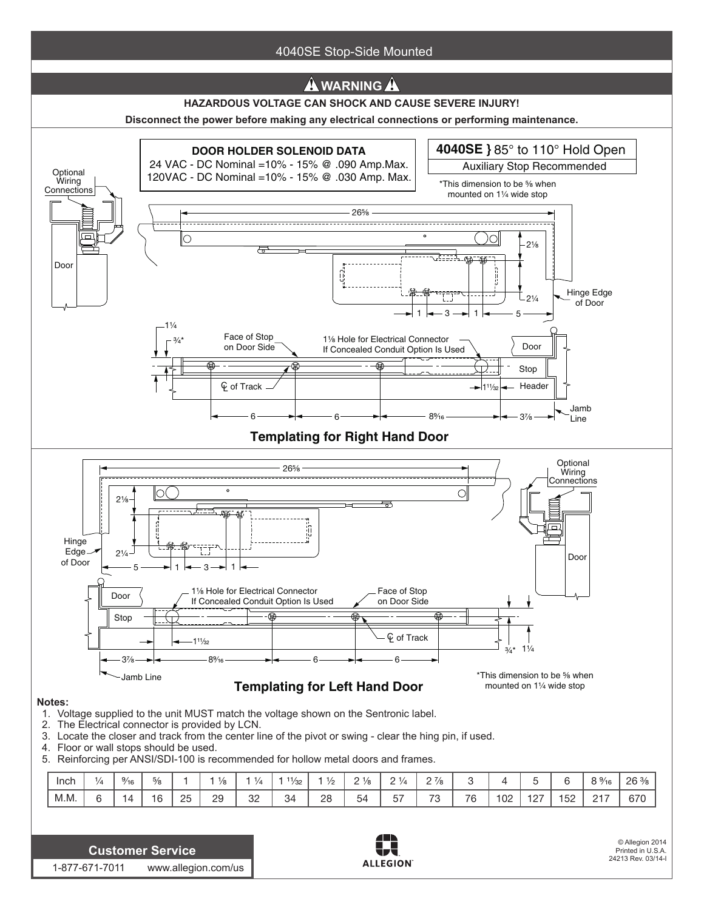# 4040SE Stop-Side Mounted

## ⚠ WARNING ⚠

**HAZARDOUS VOLTAGE CAN SHOCK AND CAUSE SEVERE INJURY!**

**Disconnect the power before making any electrical connections or performing maintenance.**

**DOOR HOLDER SOLENOID DATA**

24 VAC - DC Nominal =10% - 15% @ .090 Amp.Max.

120VAC - DC Nominal =10% - 15% @ .030 Amp. Max.

**4040SE }** 85° to 110° Hold Open

Auxiliary Stop Recommended

*This dimension to be ⅝ when mounted on 1¼ wide stop

Optional Wiring Connections

Door

26⅜

2⅛

2¼

Hinge Edge of Door

1 3 1 5

1¼

¾*

Face of Stop on Door Side

1⅛ Hole for Electrical Connector If Concealed Conduit Option Is Used

Door

Stop

Header

℄ of Track

1$\frac{11}{32}$

6 6 8$\frac{9}{16}$ 3⅞

Jamb Line

### Templating for Right Hand Door

26⅜

Optional Wiring Connections

2⅛

Hinge Edge of Door

2¼

5 1 3 1

Door

1⅛ Hole for Electrical Connector If Concealed Conduit Option Is Used

Face of Stop on Door Side

Door

Stop

1$\frac{11}{32}$

℄ of Track

¾* 1¼

3⅞ 8$\frac{9}{16}$ 6 6

Jamb Line

### Templating for Left Hand Door

*This dimension to be ⅝ when mounted on 1¼ wide stop

**Notes:**

1. Voltage supplied to the unit MUST match the voltage shown on the Sentronic label.
2. The Electrical connector is provided by LCN.
3. Locate the closer and track from the center line of the pivot or swing - clear the hing pin, if used.
4. Floor or wall stops should be used.
5. Reinforcing per ANSI/SDI-100 is recommended for hollow metal doors and frames.

| Inch | ¼ | $\frac{9}{16}$ | ⅝ | 1 | 1 ⅛ | 1 ¼ | 1 $\frac{11}{32}$ | 1 ½ | 2 ⅛ | 2 ¼ | 2 ⅞ | 3 | 4 | 5 | 6 | 8 $\frac{9}{16}$ | 26 ⅜ |
|---|---|---|---|---|---|---|---|---|---|---|---|---|---|---|---|---|---|
| M.M. | 6 | 14 | 16 | 25 | 29 | 32 | 34 | 28 | 54 | 57 | 73 | 76 | 102 | 127 | 152 | 217 | 670 |

**Customer Service**

1-877-671-7011 www.allegion.com/us

ALLEGION

© Allegion 2014
Printed in U.S.A.
24213 Rev. 03/14-l